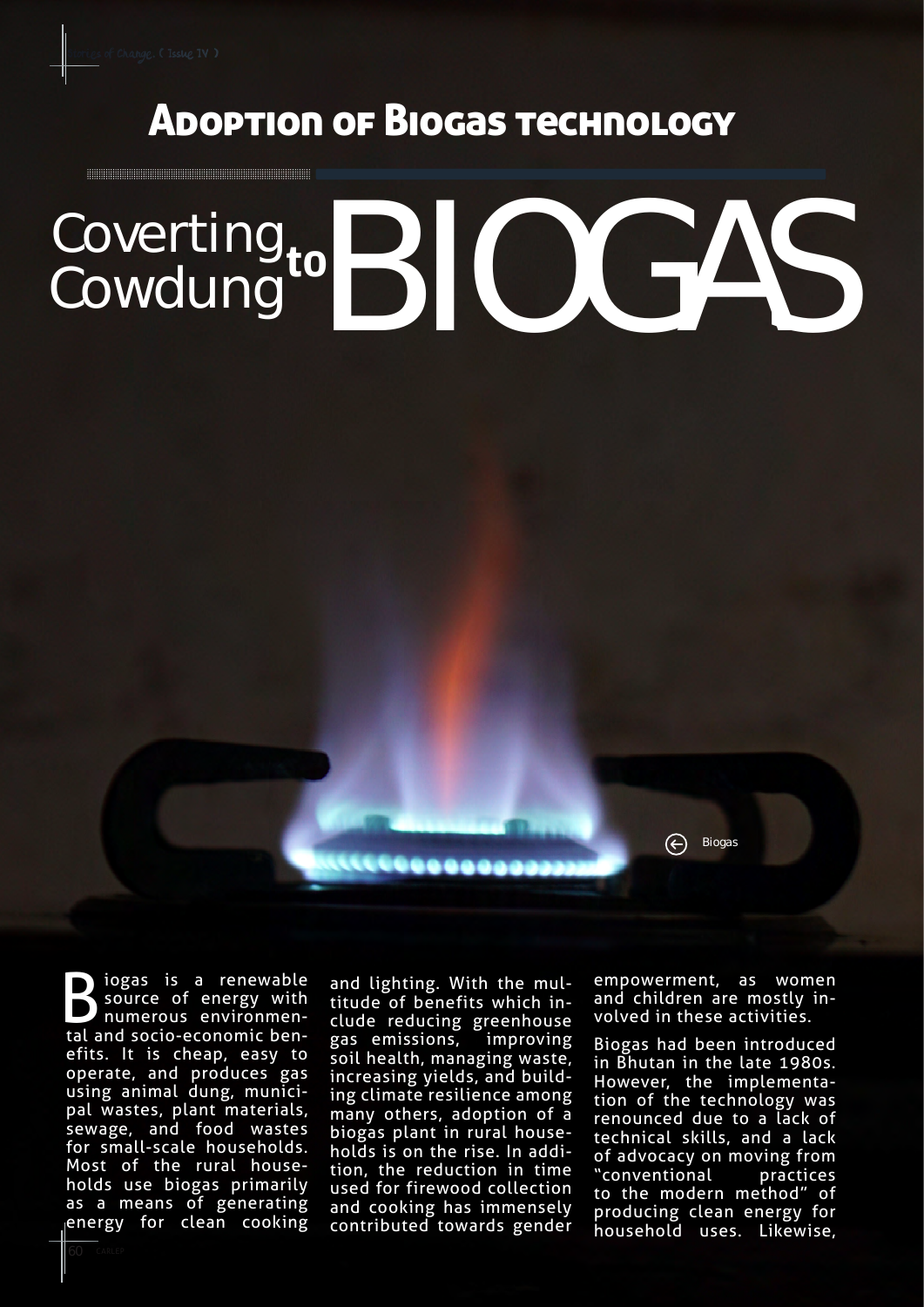# Adoption of Biogas technology

## Coverting Cowdung to BIOGAS

Biogas

Biogas is a renewable source of energy with numerous environmental and socio-economic benefits. It is cheap, easy to operate, and produces gas using animal dung, municipal wastes, plant materials, sewage, and food wastes for small-scale households. Most of the rural households use biogas primarily as a means of generating energy for clean cooking and lighting. With the multitude of benefits which include reducing greenhouse gas emissions, improving soil health, managing waste, increasing yields, and building climate resilience among many others, adoption of a biogas plant in rural households is on the rise. In addition, the reduction in time used for firewood collection and cooking has immensely contributed towards gender empowerment, as women and children are mostly involved in these activities.

Biogas had been introduced in Bhutan in the late 1980s. However, the implementation of the technology was renounced due to a lack of technical skills, and a lack of advocacy on moving from "conventional practices to the modern method" of producing clean energy for household uses. Likewise,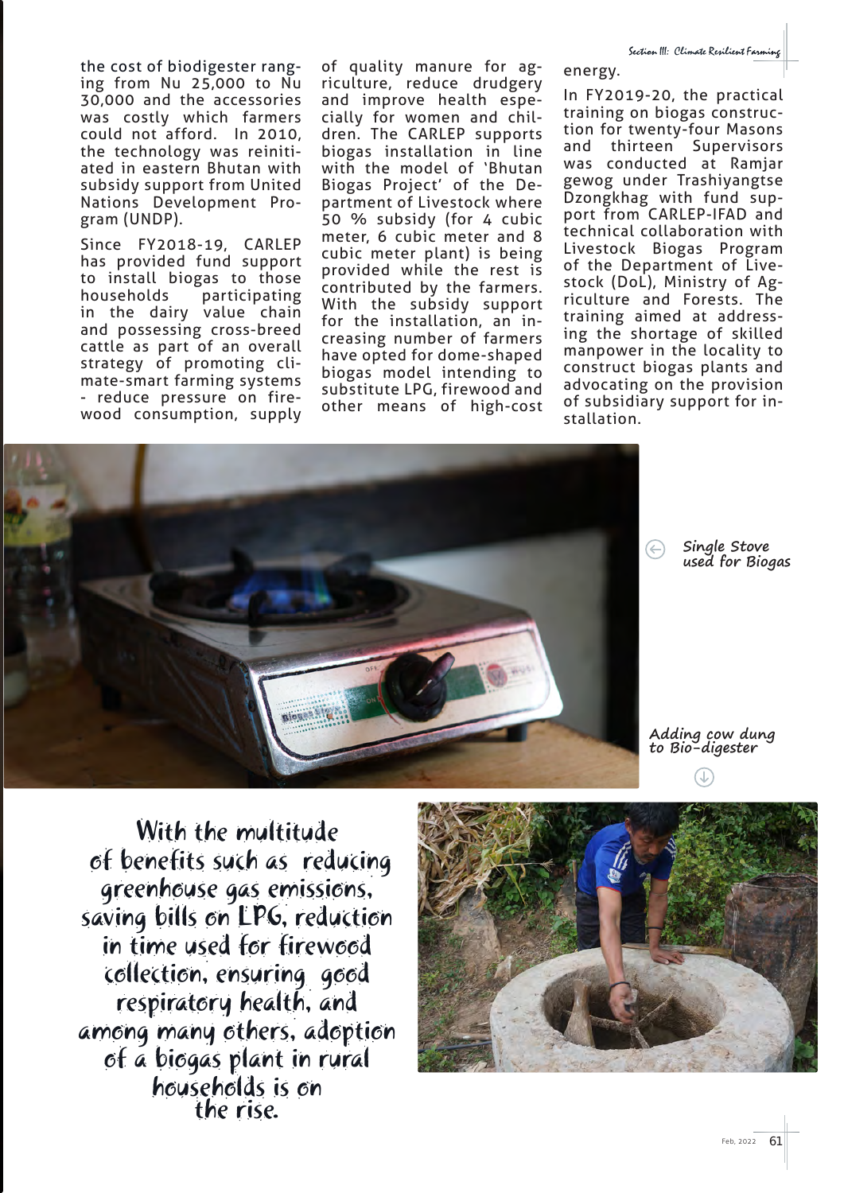the cost of biodigester ranging from Nu 25,000 to Nu 30,000 and the accessories was costly which farmers could not afford. In 2010, the technology was reinitiated in eastern Bhutan with subsidy support from United Nations Development Program (UNDP).

Since FY2018-19, CARLEP has provided fund support to install biogas to those households participating in the dairy value chain and possessing cross-breed cattle as part of an overall strategy of promoting climate-smart farming systems - reduce pressure on firewood consumption, supply of quality manure for agriculture, reduce drudgery and improve health especially for women and children. The CARLEP supports biogas installation in line with the model of 'Bhutan Biogas Project' of the Department of Livestock where 50 % subsidy (for 4 cubic meter, 6 cubic meter and 8 cubic meter plant) is being provided while the rest is contributed by the farmers. With the subsidy support for the installation, an increasing number of farmers have opted for dome-shaped biogas model intending to substitute LPG, firewood and other means of high-cost energy.

In FY2019-20, the practical training on biogas construction for twenty-four Masons and thirteen Supervisors was conducted at Ramjar gewog under Trashiyangtse Dzongkhag with fund support from CARLEP-IFAD and technical collaboration with Livestock Biogas Program of the Department of Livestock (DoL), Ministry of Agriculture and Forests. The training aimed at addressing the shortage of skilled manpower in the locality to construct biogas plants and advocating on the provision of subsidiary support for installation.

*Single Stove used for Biogas*

*Adding cow dung to Bio-digester*

**With the multitude of benefits such as reducing greenhouse gas emissions, saving bills on LPG, reduction in time used for firewood collection, ensuring good respiratory health, and among many others, adoption of a biogas plant in rural households is on the rise.**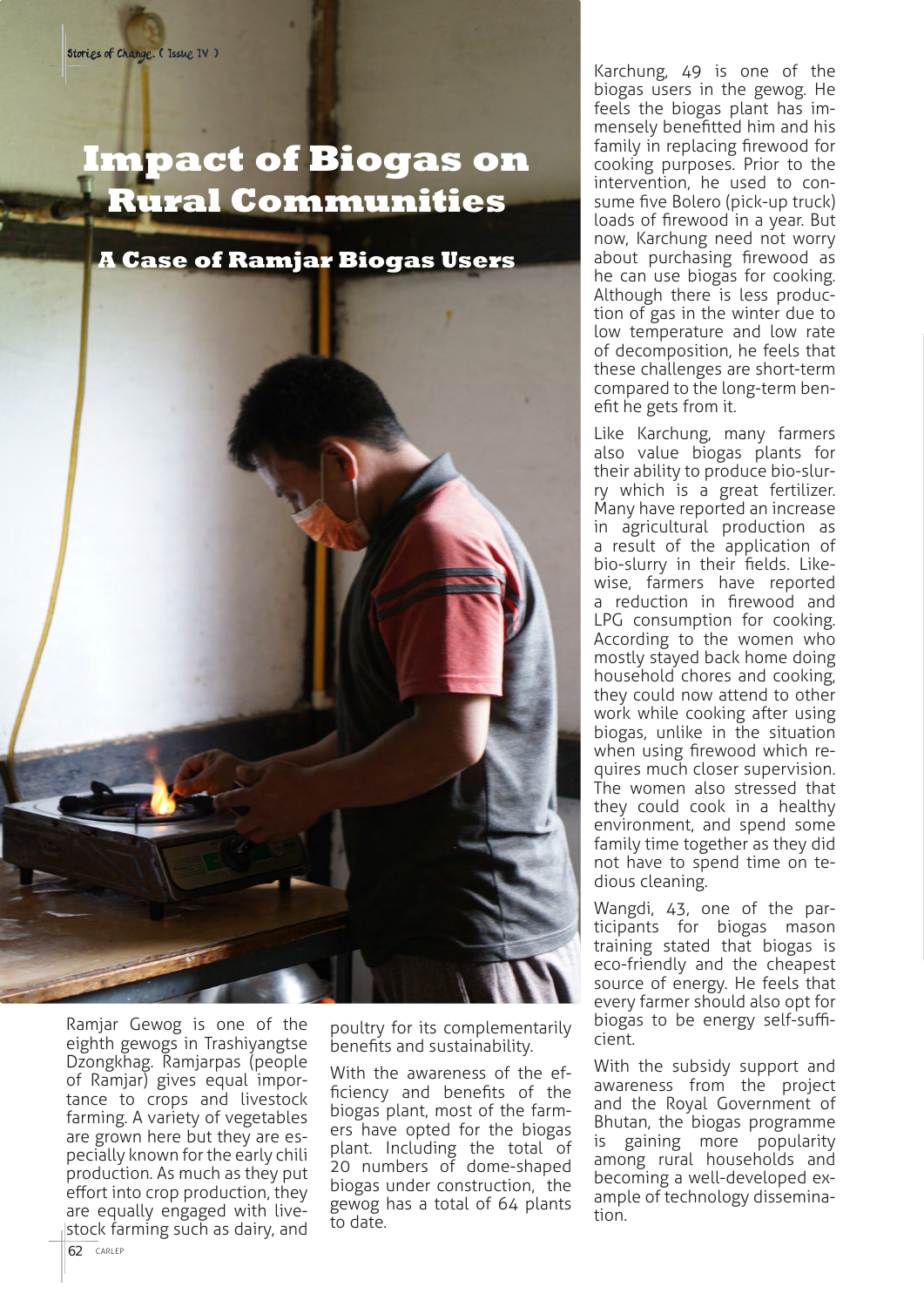# Impact of Biogas on Rural Communities

## A Case of Ramjar Biogas Users

Ramjar Gewog is one of the eighth gewogs in Trashiyangtse Dzongkhag. Ramjarpas (people of Ramjar) gives equal importance to crops and livestock farming. A variety of vegetables are grown here but they are especially known for the early chili production. As much as they put effort into crop production, they are equally engaged with livestock farming such as dairy, and poultry for its complementarily benefits and sustainability.

With the awareness of the efficiency and benefits of the biogas plant, most of the farmers have opted for the biogas plant. Including the total of 20 numbers of dome-shaped biogas under construction, the gewog has a total of 64 plants to date.

Karchung, 49 is one of the biogas users in the gewog. He feels the biogas plant has immensely benefitted him and his family in replacing firewood for cooking purposes. Prior to the intervention, he used to consume five Bolero (pick-up truck) loads of firewood in a year. But now, Karchung need not worry about purchasing firewood as he can use biogas for cooking. Although there is less production of gas in the winter due to low temperature and low rate of decomposition, he feels that these challenges are short-term compared to the long-term benefit he gets from it.

Like Karchung, many farmers also value biogas plants for their ability to produce bio-slurry which is a great fertilizer. Many have reported an increase in agricultural production as a result of the application of bio-slurry in their fields. Likewise, farmers have reported a reduction in firewood and LPG consumption for cooking. According to the women who mostly stayed back home doing household chores and cooking, they could now attend to other work while cooking after using biogas, unlike in the situation when using firewood which requires much closer supervision. The women also stressed that they could cook in a healthy environment, and spend some family time together as they did not have to spend time on tedious cleaning.

Wangdi, 43, one of the participants for biogas mason training stated that biogas is eco-friendly and the cheapest source of energy. He feels that every farmer should also opt for biogas to be energy self-sufficient.

With the subsidy support and awareness from the project and the Royal Government of Bhutan, the biogas programme is gaining more popularity among rural households and becoming a well-developed example of technology dissemination.